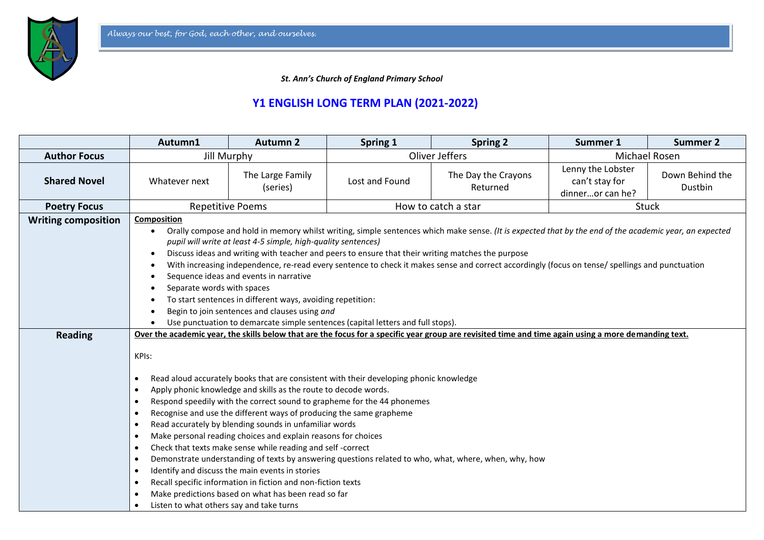*Always our best, for God, each other, and ourselves.*

***St. Ann's Church of England Primary School***

# Y1 ENGLISH LONG TERM PLAN (2021-2022)

| | Autumn1 | Autumn 2 | Spring 1 | Spring 2 | Summer 1 | Summer 2 |
|---|---|---|---|---|---|---|
| **Author Focus** | Jill Murphy | | Oliver Jeffers | | Michael Rosen | |
| **Shared Novel** | Whatever next | The Large Family (series) | Lost and Found | The Day the Crayons Returned | Lenny the Lobster can't stay for dinner…or can he? | Down Behind the Dustbin |
| **Poetry Focus** | Repetitive Poems | | How to catch a star | | Stuck | |
| **Writing composition** | **Composition**<br>• Orally compose and hold in memory whilst writing, simple sentences which make sense. *(It is expected that by the end of the academic year, an expected pupil will write at least 4-5 simple, high-quality sentences)*<br>• Discuss ideas and writing with teacher and peers to ensure that their writing matches the purpose<br>• With increasing independence, re-read every sentence to check it makes sense and correct accordingly (focus on tense/ spellings and punctuation<br>• Sequence ideas and events in narrative<br>• Separate words with spaces<br>• To start sentences in different ways, avoiding repetition:<br>• Begin to join sentences and clauses using *and*<br>• Use punctuation to demarcate simple sentences (capital letters and full stops). | | | | | |
| **Reading** | **Over the academic year, the skills below that are the focus for a specific year group are revisited time and time again using a more demanding text.**<br><br>KPIs:<br><br>• Read aloud accurately books that are consistent with their developing phonic knowledge<br>• Apply phonic knowledge and skills as the route to decode words.<br>• Respond speedily with the correct sound to grapheme for the 44 phonemes<br>• Recognise and use the different ways of producing the same grapheme<br>• Read accurately by blending sounds in unfamiliar words<br>• Make personal reading choices and explain reasons for choices<br>• Check that texts make sense while reading and self -correct<br>• Demonstrate understanding of texts by answering questions related to who, what, where, when, why, how<br>• Identify and discuss the main events in stories<br>• Recall specific information in fiction and non-fiction texts<br>• Make predictions based on what has been read so far<br>• Listen to what others say and take turns | | | | | |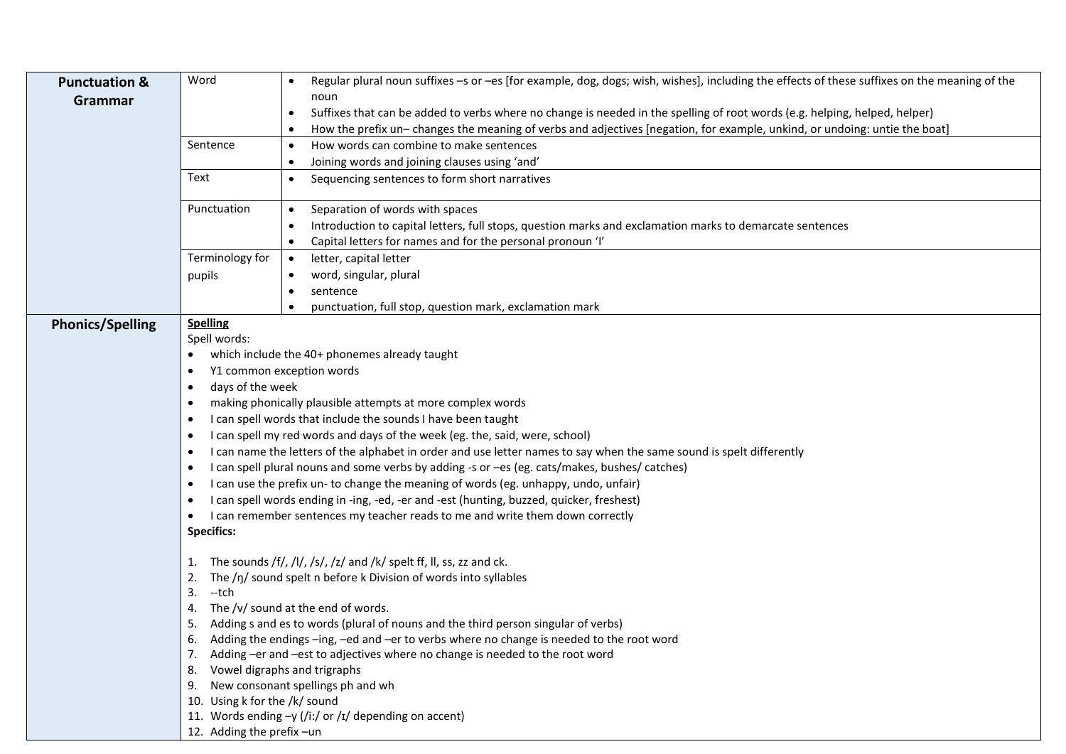| | | |
|---|---|---|
| **Punctuation & Grammar** | Word | • Regular plural noun suffixes –s or –es [for example, dog, dogs; wish, wishes], including the effects of these suffixes on the meaning of the noun<br>• Suffixes that can be added to verbs where no change is needed in the spelling of root words (e.g. helping, helped, helper)<br>• How the prefix un– changes the meaning of verbs and adjectives [negation, for example, unkind, or undoing: untie the boat] |
| | Sentence | • How words can combine to make sentences<br>• Joining words and joining clauses using 'and' |
| | Text | • Sequencing sentences to form short narratives |
| | Punctuation | • Separation of words with spaces<br>• Introduction to capital letters, full stops, question marks and exclamation marks to demarcate sentences<br>• Capital letters for names and for the personal pronoun 'I' |
| | Terminology for pupils | • letter, capital letter<br>• word, singular, plural<br>• sentence<br>• punctuation, full stop, question mark, exclamation mark |
| **Phonics/Spelling** | **Spelling**<br>Spell words:<br>• which include the 40+ phonemes already taught<br>• Y1 common exception words<br>• days of the week<br>• making phonically plausible attempts at more complex words<br>• I can spell words that include the sounds I have been taught<br>• I can spell my red words and days of the week (eg. the, said, were, school)<br>• I can name the letters of the alphabet in order and use letter names to say when the same sound is spelt differently<br>• I can spell plural nouns and some verbs by adding -s or –es (eg. cats/makes, bushes/ catches)<br>• I can use the prefix un- to change the meaning of words (eg. unhappy, undo, unfair)<br>• I can spell words ending in -ing, -ed, -er and -est (hunting, buzzed, quicker, freshest)<br>• I can remember sentences my teacher reads to me and write them down correctly<br>**Specifics:**<br><br>1. The sounds /f/, /l/, /s/, /z/ and /k/ spelt ff, ll, ss, zz and ck.<br>2. The /ŋ/ sound spelt n before k Division of words into syllables<br>3. --tch<br>4. The /v/ sound at the end of words.<br>5. Adding s and es to words (plural of nouns and the third person singular of verbs)<br>6. Adding the endings –ing, –ed and –er to verbs where no change is needed to the root word<br>7. Adding –er and –est to adjectives where no change is needed to the root word<br>8. Vowel digraphs and trigraphs<br>9. New consonant spellings ph and wh<br>10. Using k for the /k/ sound<br>11. Words ending –y (/iː/ or /ɪ/ depending on accent)<br>12. Adding the prefix –un | |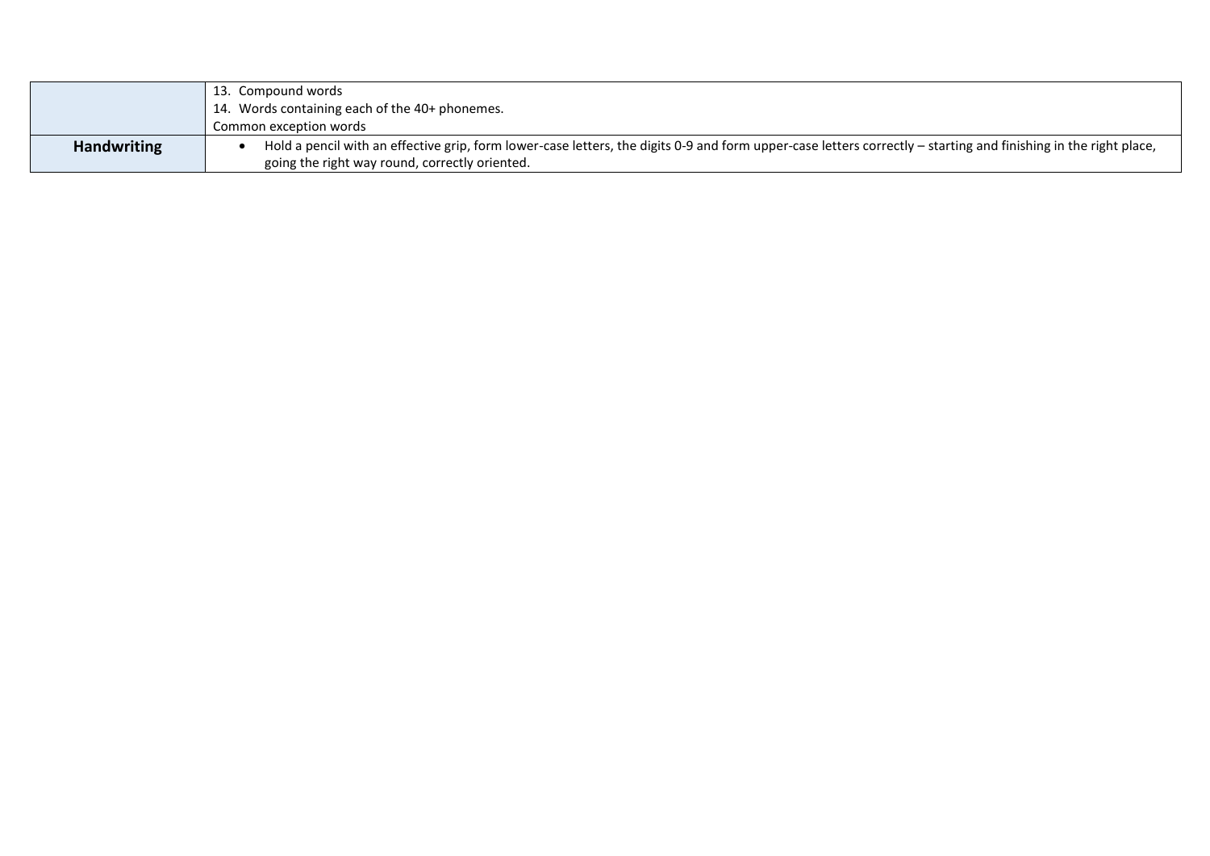| | |
|---|---|
| | 13. Compound words<br>14. Words containing each of the 40+ phonemes.<br>Common exception words |
| **Handwriting** | • Hold a pencil with an effective grip, form lower-case letters, the digits 0-9 and form upper-case letters correctly – starting and finishing in the right place, going the right way round, correctly oriented. |